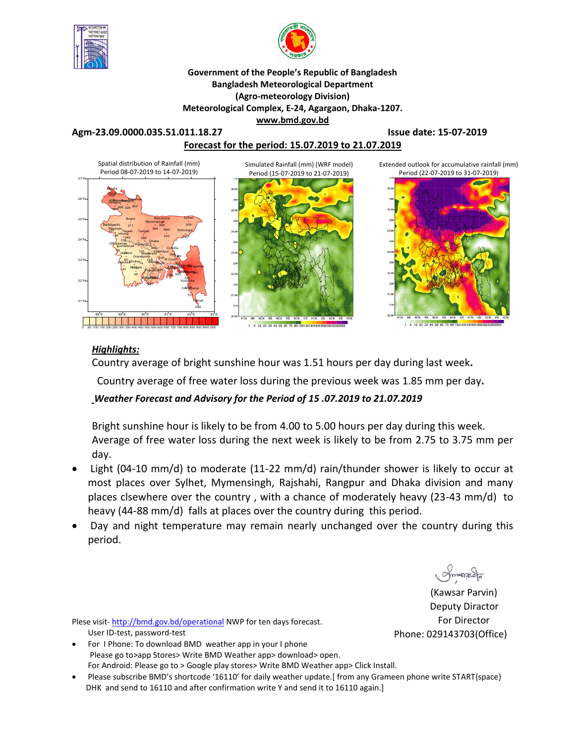**Government of the People's Republic of Bangladesh**
**Bangladesh Meteorological Department**
**(Agro-meteorology Division)**
**Meteorological Complex, E-24, Agargaon, Dhaka-1207.**
**www.bmd.gov.bd**

**Agm-23.09.0000.035.51.011.18.27** **Issue date: 15-07-2019**

**Forecast for the period: 15.07.2019 to 21.07.2019**

Spatial distribution of Rainfall (mm) Period 08-07-2019 to 14-07-2019)

Simulated Rainfall (mm) (WRF model) Period (15-07-2019 to 21-07-2019)

Extended outlook for accumulative rainfall (mm) Period (22-07-2019 to 31-07-2019)

***Highlights:***

Country average of bright sunshine hour was 1.51 hours per day during last week**.**

Country average of free water loss during the previous week was 1.85 mm per day**.**

***Weather Forecast and Advisory for the Period of 15 .07.2019 to 21.07.2019***

Bright sunshine hour is likely to be from 4.00 to 5.00 hours per day during this week.
Average of free water loss during the next week is likely to be from 2.75 to 3.75 mm per day.

- Light (04-10 mm/d) to moderate (11-22 mm/d) rain/thunder shower is likely to occur at most places over Sylhet, Mymensingh, Rajshahi, Rangpur and Dhaka division and many places clsewhere over the country , with a chance of moderately heavy (23-43 mm/d) to heavy (44-88 mm/d) falls at places over the country during this period.
- Day and night temperature may remain nearly unchanged over the country during this period.

(Kawsar Parvin)
Deputy Diractor
For Director
Phone: 029143703(Office)

Plese visit- http://bmd.gov.bd/operational NWP for ten days forecast.
User ID-test, password-test

- For I Phone: To download BMD weather app in your I phone
  Please go to>app Stores> Write BMD Weather app> download> open.
  For Android: Please go to > Google play stores> Write BMD Weather app> Click Install.
- Please subscribe BMD's shortcode '16110' for daily weather update.[ from any Grameen phone write START{space} DHK and send to 16110 and after confirmation write Y and send it to 16110 again.]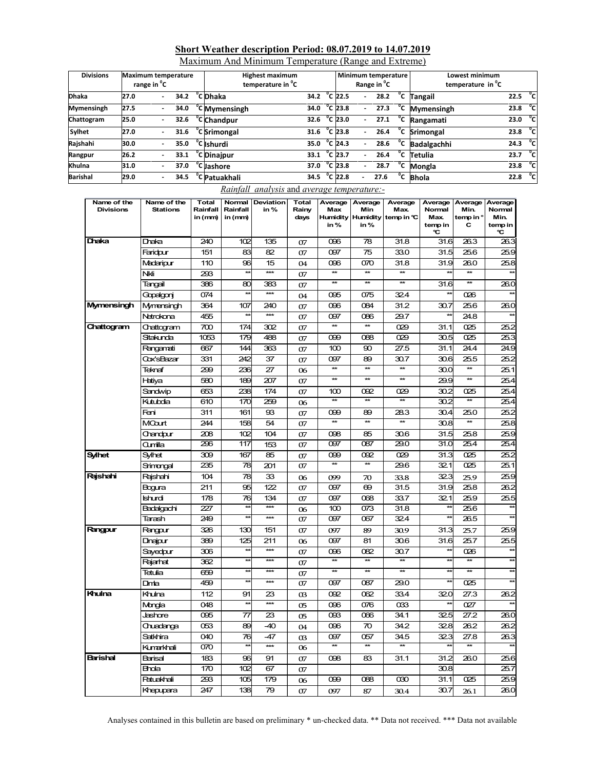## Short Weather description Period: 08.07.2019 to 14.07.2019

Maximum And Minimum Temperature (Range and Extreme)

| Divisions | Maximum temperature range in °C | Highest maximum temperature in °C | | Minimum temperature Range in °C | Lowest minimum temperature in °C | |
|---|---|---|---|---|---|---|
| Dhaka | 27.0 - 34.2 °C | Dhaka | 34.2 °C | 22.5 - 28.2 °C | Tangail | 22.5 °C |
| Mymensingh | 27.5 - 34.0 °C | Mymensingh | 34.0 °C | 23.8 - 27.3 °C | Mymensingh | 23.8 °C |
| Chattogram | 25.0 - 32.6 °C | Chandpur | 32.6 °C | 23.0 - 27.1 °C | Rangamati | 23.0 °C |
| Sylhet | 27.0 - 31.6 °C | Srimongal | 31.6 °C | 23.8 - 26.4 °C | Srimongal | 23.8 °C |
| Rajshahi | 30.0 - 35.0 °C | Ishurdi | 35.0 °C | 24.3 - 28.6 °C | Badalgachhi | 24.3 °C |
| Rangpur | 26.2 - 33.1 °C | Dinajpur | 33.1 °C | 23.7 - 26.4 °C | Tetulia | 23.7 °C |
| Khulna | 31.0 - 37.0 °C | Jashore | 37.0 °C | 23.8 - 28.7 °C | Mongla | 23.8 °C |
| Barishal | 29.0 - 34.5 °C | Patuakhali | 34.5 °C | 22.8 - 27.6 °C | Bhola | 22.8 °C |

*Rainfall analysis* and *average temperature:-*

| Name of the Divisions | Name of the Stations | Total Rainfall in (mm) | Normal Rainfall in (mm) | Deviation in % | Total Rainy days | Average Max Humidity in % | Average Min Humidity in % | Average Max. temp in °C | Average Normal Max. temp in °C | Average Min. temp in °C | Average Normal Min. temp in °C |
|---|---|---|---|---|---|---|---|---|---|---|---|
| Dhaka | Dhaka | 240 | 102 | 135 | 07 | 096 | 78 | 31.8 | 31.6 | 26.3 | 26.3 |
| | Faridpur | 151 | 83 | 82 | 07 | 097 | 75 | 33.0 | 31.5 | 25.6 | 25.9 |
| | Madaripur | 110 | 96 | 15 | 04 | 096 | 070 | 31.8 | 31.9 | 26.0 | 25.8 |
| | Nikli | 293 | ** | *** | 07 | ** | ** | ** | ** | ** | ** |
| | Tangail | 386 | 80 | 383 | 07 | ** | ** | ** | 31.6 | ** | 26.0 |
| | Gopalgonj | 074 | ** | *** | 04 | 095 | 075 | 32.4 | ** | 026 | ** |
| Mymensingh | Mymensingh | 364 | 107 | 240 | 07 | 096 | 084 | 31.2 | 30.7 | 25.6 | 26.0 |
| | Netrokona | 455 | ** | *** | 07 | 097 | 086 | 29.7 | ** | 24.8 | ** |
| Chattogram | Chattogram | 700 | 174 | 302 | 07 | ** | ** | 029 | 31.1 | 025 | 25.2 |
| | Sitakunda | 1053 | 179 | 488 | 07 | 099 | 088 | 029 | 30.5 | 025 | 25.3 |
| | Rangamati | 667 | 144 | 363 | 07 | 100 | 90 | 27.5 | 31.1 | 24.4 | 24.9 |
| | Cox'sBazar | 331 | 242 | 37 | 07 | 097 | 89 | 30.7 | 30.6 | 25.5 | 25.2 |
| | Teknaf | 299 | 236 | 27 | 06 | ** | ** | ** | 30.0 | ** | 25.1 |
| | Hatiya | 580 | 189 | 207 | 07 | ** | ** | ** | 29.9 | ** | 25.4 |
| | Sandwip | 653 | 238 | 174 | 07 | 100 | 092 | 029 | 30.2 | 025 | 25.4 |
| | Kutubdia | 610 | 170 | 259 | 06 | ** | ** | ** | 30.2 | ** | 25.4 |
| | Feni | 311 | 161 | 93 | 07 | 099 | 89 | 28.3 | 30.4 | 25.0 | 25.2 |
| | MCourt | 244 | 158 | 54 | 07 | ** | ** | ** | 30.8 | ** | 25.8 |
| | Chandpur | 208 | 102 | 104 | 07 | 098 | 85 | 30.6 | 31.5 | 25.8 | 25.9 |
| | Cumilla | 296 | 117 | 153 | 07 | 097 | 087 | 29.0 | 31.0 | 25.4 | 25.4 |
| Sylhet | Sylhet | 309 | 167 | 85 | 07 | 099 | 092 | 029 | 31.3 | 025 | 25.2 |
| | Srimongal | 235 | 78 | 201 | 07 | ** | ** | 29.6 | 32.1 | 025 | 25.1 |
| Rajshahi | Rajshahi | 104 | 78 | 33 | 06 | 099 | 70 | 33.8 | 32.3 | 25.9 | 25.9 |
| | Bogura | 211 | 95 | 122 | 07 | 097 | 69 | 31.5 | 31.9 | 25.8 | 26.2 |
| | Ishurdi | 178 | 76 | 134 | 07 | 097 | 068 | 33.7 | 32.1 | 25.9 | 25.5 |
| | Badalgachi | 227 | ** | *** | 06 | 100 | 073 | 31.8 | ** | 25.6 | ** |
| | Tarash | 249 | ** | *** | 07 | 097 | 067 | 32.4 | ** | 26.5 | ** |
| Rangpur | Rangpur | 326 | 130 | 151 | 07 | 097 | 89 | 30.9 | 31.3 | 25.7 | 25.9 |
| | Dinajpur | 389 | 125 | 211 | 06 | 097 | 81 | 30.6 | 31.6 | 25.7 | 25.5 |
| | Sayedpur | 306 | ** | *** | 07 | 096 | 082 | 30.7 | ** | 026 | ** |
| | Rajarhat | 362 | ** | *** | 07 | ** | ** | ** | ** | ** | ** |
| | Tetulia | 659 | ** | *** | 07 | ** | ** | ** | ** | ** | ** |
| | Dimla | 459 | ** | *** | 07 | 097 | 087 | 29.0 | ** | 025 | ** |
| Khulna | Khulna | 112 | 91 | 23 | 03 | 092 | 062 | 33.4 | 32.0 | 27.3 | 26.2 |
| | Mongla | 048 | ** | *** | 05 | 096 | 076 | 033 | ** | 027 | ** |
| | Jashore | 095 | 77 | 23 | 05 | 093 | 066 | 34.1 | 32.5 | 27.2 | 26.0 |
| | Chuadanga | 053 | 89 | -40 | 04 | 096 | 70 | 34.2 | 32.8 | 26.2 | 26.2 |
| | Satkhira | 040 | 76 | -47 | 03 | 097 | 057 | 34.5 | 32.3 | 27.8 | 26.3 |
| | Kumarkhali | 070 | ** | *** | 06 | ** | ** | ** | ** | ** | ** |
| Barishal | Barisal | 183 | 96 | 91 | 07 | 098 | 83 | 31.1 | 31.2 | 26.0 | 25.6 |
| | Bhola | 170 | 102 | 67 | 07 | | | | 30.8 | | 25.7 |
| | Patuakhali | 293 | 105 | 179 | 06 | 099 | 088 | 030 | 31.1 | 025 | 25.9 |
| | Khepupara | 247 | 138 | 79 | 07 | 097 | 87 | 30.4 | 30.7 | 26.1 | 26.0 |

Analyses contained in this bulletin are based on preliminary * un-checked data. ** Data not received. *** Data not available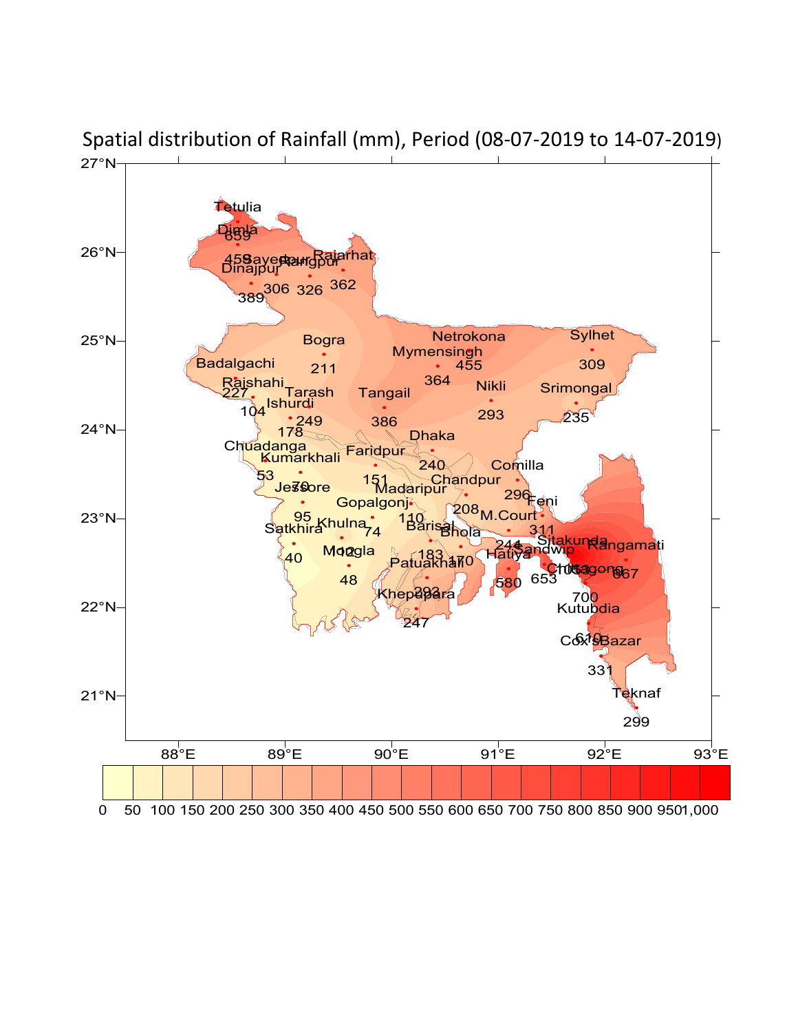Spatial distribution of Rainfall (mm), Period (08-07-2019 to 14-07-2019)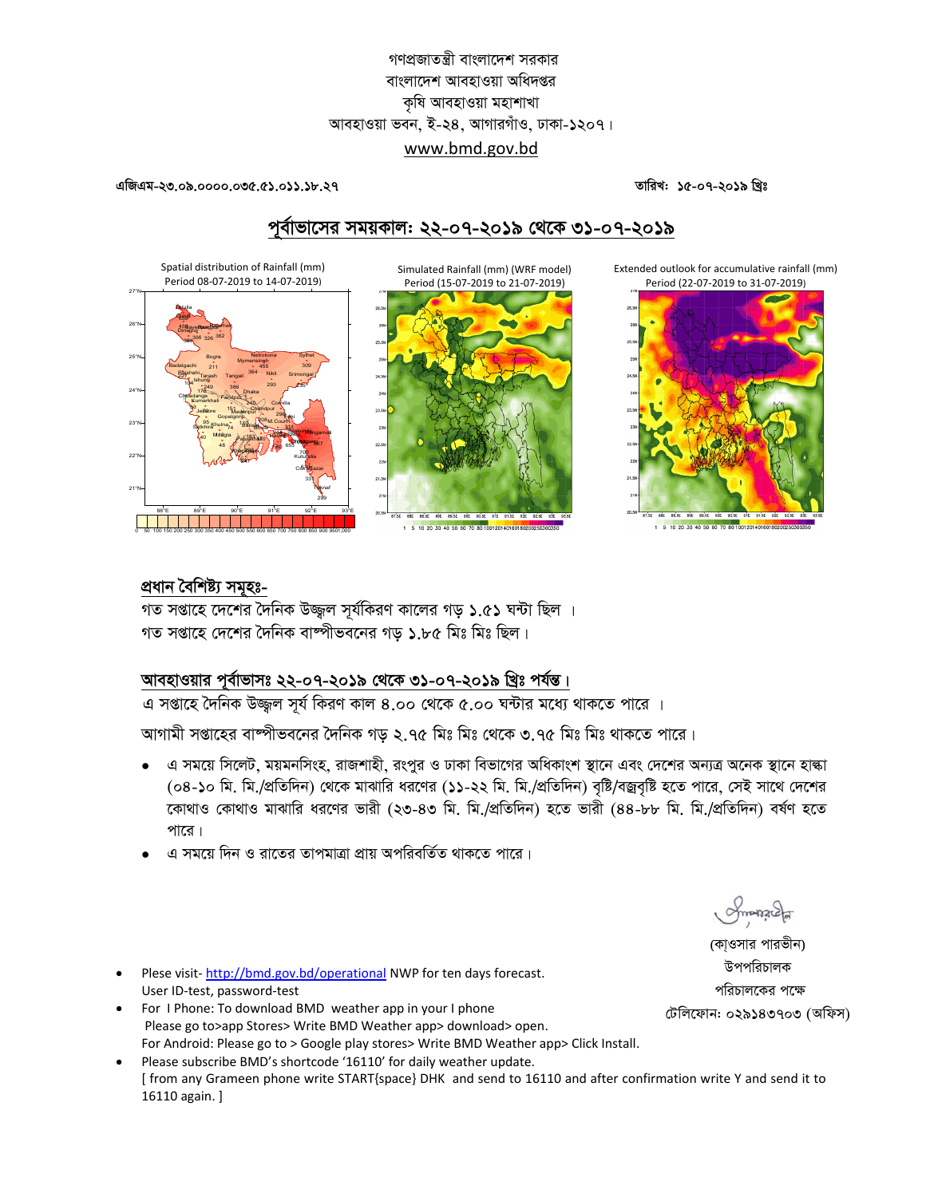গণপ্রজাতন্ত্রী বাংলাদেশ সরকার
বাংলাদেশ আবহাওয়া অধিদপ্তর
কৃষি আবহাওয়া মহাশাখা
আবহাওয়া ভবন, ই-২৪, আগারগাঁও, ঢাকা-১২০৭।
www.bmd.gov.bd

**এজিএম-২৩.০৯.০০০০.০৩৫.৫১.০১১.১৮.২৭** **তারিখ: ১৫-০৭-২০১৯ খ্রিঃ**

## পূর্বাভাসের সময়কাল: ২২-০৭-২০১৯ থেকে ৩১-০৭-২০১৯

Spatial distribution of Rainfall (mm) Period 08-07-2019 to 14-07-2019)

Simulated Rainfall (mm) (WRF model) Period (15-07-2019 to 21-07-2019)

Extended outlook for accumulative rainfall (mm) Period (22-07-2019 to 31-07-2019)

### প্রধান বৈশিষ্ট্য সমূহঃ-

গত সপ্তাহে দেশের দৈনিক উজ্জ্বল সূর্যকিরণ কালের গড় ১.৫১ ঘন্টা ছিল ।
গত সপ্তাহে দেশের দৈনিক বাষ্পীভবনের গড় ১.৮৫ মিঃ মিঃ ছিল।

### আবহাওয়ার পূর্বাভাসঃ ২২-০৭-২০১৯ থেকে ৩১-০৭-২০১৯ খ্রিঃ পর্যন্ত।

এ সপ্তাহে দৈনিক উজ্জ্বল সূর্য কিরণ কাল ৪.০০ থেকে ৫.০০ ঘন্টার মধ্যে থাকতে পারে ।

আগামী সপ্তাহের বাষ্পীভবনের দৈনিক গড় ২.৭৫ মিঃ মিঃ থেকে ৩.৭৫ মিঃ মিঃ থাকতে পারে।

- এ সময়ে সিলেট, ময়মনসিংহ, রাজশাহী, রংপুর ও ঢাকা বিভাগের অধিকাংশ স্থানে এবং দেশের অন্যত্র অনেক স্থানে হাল্কা (০৪-১০ মি. মি./প্রতিদিন) থেকে মাঝারি ধরণের (১১-২২ মি. মি./প্রতিদিন) বৃষ্টি/বজ্রবৃষ্টি হতে পারে, সেই সাথে দেশের কোথাও কোথাও মাঝারি ধরণের ভারী (২৩-৪৩ মি. মি./প্রতিদিন) হতে ভারী (৪৪-৮৮ মি. মি./প্রতিদিন) বর্ষণ হতে পারে।
- এ সময়ে দিন ও রাতের তাপমাত্রা প্রায় অপরিবর্তিত থাকতে পারে।

(কাওসার পারভীন)
উপপরিচালক
পরিচালকের পক্ষে
টেলিফোন: ০২৯১৪৩৭০৩ (অফিস)

- Plese visit- http://bmd.gov.bd/operational NWP for ten days forecast.
  User ID-test, password-test
- For I Phone: To download BMD weather app in your I phone
  Please go to>app Stores> Write BMD Weather app> download> open.
  For Android: Please go to > Google play stores> Write BMD Weather app> Click Install.
- Please subscribe BMD's shortcode '16110' for daily weather update.
  [ from any Grameen phone write START{space} DHK and send to 16110 and after confirmation write Y and send it to 16110 again. ]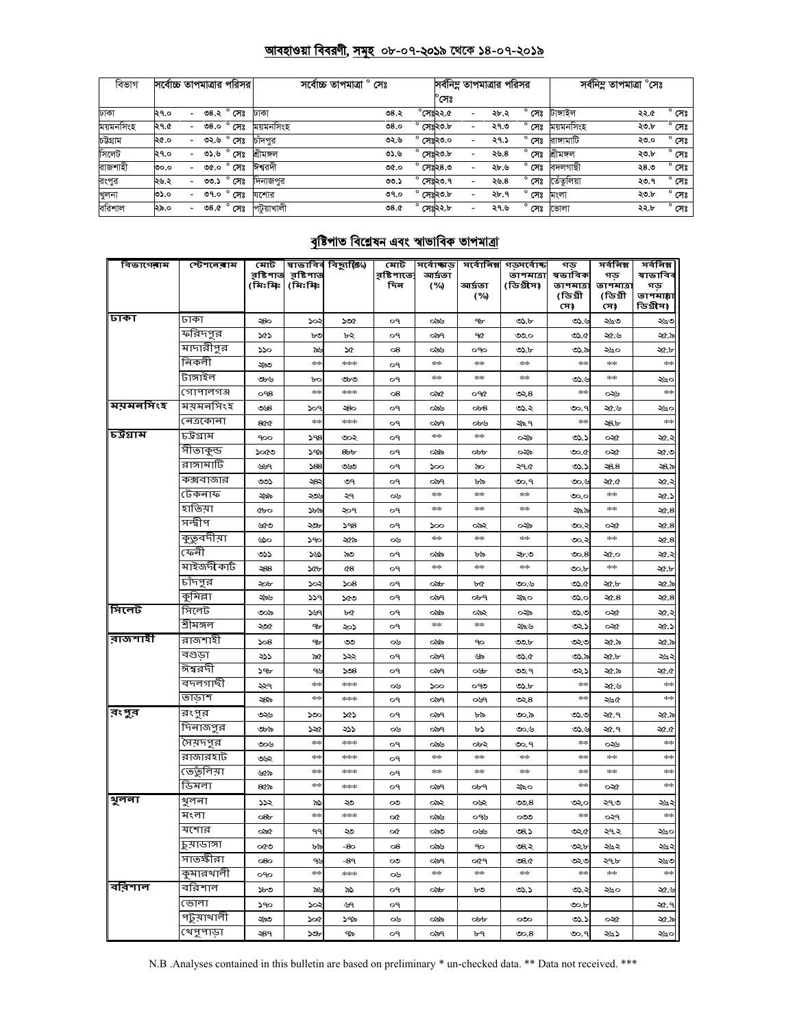## আবহাওয়া বিবরণী, সমূহ ০৮-০৭-২০১৯ থেকে ১৪-০৭-২০১৯

| বিভাগ | সর্বোচ্চ তাপমাত্রার পরিসর | সর্বোচ্চ তাপমাত্রা ° সেঃ | | সর্বনিম্ন তাপমাত্রার পরিসর °সেঃ | সর্বনিম্ন তাপমাত্রা °সেঃ | |
|---|---|---|---|---|---|---|
| ঢাকা | ২৭.০ - ৩৪.২ ° সেঃ | ঢাকা | ৩৪.২ °সেঃ | ২২.৫ - ২৮.২ ° সেঃ | টাঙ্গাইল | ২২.৫ ° সেঃ |
| ময়মনসিংহ | ২৭.৫ - ৩৪.০ ° সেঃ | ময়মনসিংহ | ৩৪.০ °সেঃ | ২৩.৮ - ২৭.৩ ° সেঃ | ময়মনসিংহ | ২৩.৮ ° সেঃ |
| চট্টগ্রাম | ২৫.০ - ৩২.৬ ° সেঃ | চাঁদপুর | ৩২.৬ °সেঃ | ২৩.০ - ২৭.১ ° সেঃ | রাঙ্গামাটি | ২৩.০ ° সেঃ |
| সিলেট | ২৭.০ - ৩১.৬ ° সেঃ | শ্রীমঙ্গল | ৩১.৬ °সেঃ | ২৩.৮ - ২৬.৪ ° সেঃ | শ্রীমঙ্গল | ২৩.৮ ° সেঃ |
| রাজশাহী | ৩০.০ - ৩৫.০ ° সেঃ | ঈশ্বরদী | ৩৫.০ °সেঃ | ২৪.৩ - ২৮.৬ ° সেঃ | বদলগাছী | ২৪.৩ ° সেঃ |
| রংপুর | ২৬.২ - ৩৩.১ ° সেঃ | দিনাজপুর | ৩৩.১ °সেঃ | ২৩.৭ - ২৬.৪ ° সেঃ | তেঁতুলিয়া | ২৩.৭ ° সেঃ |
| খুলনা | ৩১.০ - ৩৭.০ ° সেঃ | যশোর | ৩৭.০ °সেঃ | ২৩.৮ - ২৮.৭ ° সেঃ | মংলা | ২৩.৮ ° সেঃ |
| বরিশাল | ২৯.০ - ৩৪.৫ ° সেঃ | পটুয়াখালী | ৩৪.৫ °সেঃ | ২২.৮ - ২৭.৬ ° সেঃ | ভোলা | ২২.৮ ° সেঃ |

## বৃষ্টিপাত বিশ্লেষন এবং স্বাভাবিক তাপমাত্রা

| বিভাগের নাম | স্টেশনের নাম | মোট বৃষ্টিপাত (মিঃমিঃ) | স্বাভাবিক বৃষ্টিপাত (মিঃমিঃ) | বিচ্যুতি(%) | মোট বৃষ্টিপাতের দিন | সর্বোচ্চ গড় আর্দ্রতা (%) | সর্বোনিম্ন আর্দ্রতা (%) | গড় সর্বোচ্চ তাপমাত্রা (ডিগ্রীসেঃ) | গড় স্বাভাবিক তাপমাত্রা (ডিগ্রী সেঃ) | সর্বনিম্ন গড় তাপমাত্রা (ডিগ্রী সেঃ) | সর্বনিম্ন স্বাভাবিক গড় তাপমাত্রা (ডিগ্রীসেঃ) |
|---|---|---|---|---|---|---|---|---|---|---|---|
| ঢাকা | ঢাকা | ২৪০ | ১০২ | ১৩৫ | ০৭ | ৩৯৬ | ৭৮ | ৩১.৮ | ৩১.৬ | ২৬৩ | ২৬৩ |
| | ফরিদপুর | ১৫১ | ৮৩ | ৮২ | ০৭ | ৩৯৭ | ৭৫ | ৩৩.০ | ৩১.৫ | ২৫.৬ | ২৫.৯ |
| | মাদারীপুর | ১১০ | ৯৬ | ১৫ | ০৪ | ৩৯৬ | ০৭০ | ৩১.৮ | ৩১.৯ | ২৬০ | ২৫.৮ |
| | নিকলী | ২৯৩ | ** | *** | ০৭ | ** | ** | ** | ** | ** | ** |
| | টাঙ্গাইল | ৩৮৬ | ৮০ | ৩৮৩ | ০৭ | ** | ** | ** | ৩১.৬ | ** | ২৬০ |
| | গোপালগঞ্জ | ০৭৪ | ** | *** | ০৪ | ৩৯৫ | ০৭৫ | ৩২.৪ | ** | ০২৬ | ** |
| ময়মনসিংহ | ময়মনসিংহ | ৩৬৪ | ১০৭ | ২৪০ | ০৭ | ৩৯৬ | ০৮৪ | ৩১.২ | ৩০.৭ | ২৫.৬ | ২৬০ |
| | নেত্রকোনা | ৪৫৫ | ** | *** | ০৭ | ৩৯৭ | ০৮৬ | ২৯.৭ | ** | ২৪.৮ | ** |
| চট্টগ্রাম | চট্টগ্রাম | ৭০০ | ১৭৪ | ৩০২ | ০৭ | ** | ** | ০২৯ | ৩১.১ | ০২৫ | ২৫.২ |
| | সীতাকুন্ড | ১০৫৩ | ১৭৯ | ৪৮৮ | ০৭ | ৩৯৯ | ০৮৮ | ০২৯ | ৩০.৫ | ০২৫ | ২৫.৩ |
| | রাঙ্গামাটি | ৬৬৭ | ১৪৪ | ৩৬৩ | ০৭ | ১০০ | ৯০ | ২৭.৫ | ৩১.১ | ২৪.৪ | ২৪.৯ |
| | কক্সবাজার | ৩৩১ | ২৪২ | ৩৭ | ০৭ | ৩৯৭ | ৮৯ | ৩০.৭ | ৩০.৬ | ২৫.৫ | ২৫.২ |
| | টেকনাফ | ২৯৯ | ২৩৬ | ২৭ | ০৬ | ** | ** | ** | ৩০.০ | ** | ২৫.১ |
| | হাতিয়া | ৫৮০ | ১৮৯ | ২০৭ | ০৭ | ** | ** | ** | ২৯.৯ | ** | ২৫.৪ |
| | সন্দীপ | ৬৫৩ | ২৩৮ | ১৭৪ | ০৭ | ১০০ | ০৯২ | ০২৯ | ৩০.২ | ০২৫ | ২৫.৪ |
| | কুতুবদীয়া | ৬১০ | ১৭০ | ২৫৯ | ০৬ | ** | ** | ** | ৩০.২ | ** | ২৫.৪ |
| | ফেনী | ৩১১ | ১৬১ | ৯৩ | ০৭ | ৩৯৯ | ৮৯ | ২৮.৩ | ৩০.৪ | ২৫.০ | ২৫.২ |
| | মাইজদীকোর্ট | ২৪৪ | ১৫৮ | ৫৪ | ০৭ | ** | ** | ** | ৩০.৮ | ** | ২৫.৮ |
| | চাঁদপুর | ২৩৮ | ১০২ | ১৩৪ | ০৭ | ৩৯৮ | ৮৫ | ৩০.৬ | ৩১.৫ | ২৫.৮ | ২৫.৯ |
| | কুমিল্লা | ২৯৬ | ১১৭ | ১৫৩ | ০৭ | ৩৯৭ | ০৮৭ | ২৯.০ | ৩১.০ | ২৫.৪ | ২৫.৪ |
| সিলেট | সিলেট | ৩০৯ | ১৬৭ | ৮৫ | ০৭ | ৩৯৯ | ০৯২ | ০২৯ | ৩১.৩ | ০২৫ | ২৫.২ |
| | শ্রীমঙ্গল | ২৩৫ | ৭৮ | ২০১ | ০৭ | ** | ** | ২৯.৬ | ৩২.১ | ০২৫ | ২৫.১ |
| রাজশাহী | রাজশাহী | ১০৪ | ৭৮ | ৩৩ | ০৬ | ৩৯৯ | ৭০ | ৩৩.৮ | ৩২.৩ | ২৫.৯ | ২৫.৯ |
| | বগুড়া | ২১১ | ৯৫ | ১২২ | ০৭ | ৩৯৭ | ৬৯ | ৩১.৫ | ৩১.৯ | ২৫.৮ | ২৬২ |
| | ঈশ্বরদী | ১৭৮ | ৭৬ | ১৩৪ | ০৭ | ৩৯৭ | ০৬৮ | ৩৩.৭ | ৩২.১ | ২৫.৯ | ২৫.৫ |
| | বদলগাছী | ২২৭ | ** | *** | ০৬ | ১০০ | ০৭৩ | ৩১.৮ | ** | ২৫.৬ | ** |
| | তাড়াশ | ২৪৯ | ** | *** | ০৭ | ৩৯৭ | ০৬৭ | ৩২.৪ | ** | ২৬৫ | ** |
| রংপুর | রংপুর | ৩২৬ | ১৩০ | ১৫১ | ০৭ | ৩৯৭ | ৮৯ | ৩০.৯ | ৩১.৩ | ২৫.৭ | ২৫.৯ |
| | দিনাজপুর | ৩৮৯ | ১২৫ | ২১১ | ০৬ | ৩৯৭ | ৮১ | ৩০.৬ | ৩১.৬ | ২৫.৭ | ২৫.৫ |
| | সৈয়দপুর | ৩০৬ | ** | *** | ০৭ | ৩৯৬ | ০৮২ | ৩০.৭ | ** | ০২৬ | ** |
| | রাজারহাট | ৩৬২ | ** | *** | ০৭ | ** | ** | ** | ** | ** | ** |
| | তেতুঁলিয়া | ৬৫৯ | ** | *** | ০৭ | ** | ** | ** | ** | ** | ** |
| | ডিমলা | ৪৫৯ | ** | *** | ০৭ | ৩৯৭ | ০৮৭ | ২৯.০ | ** | ০২৫ | ** |
| খুলনা | খুলনা | ১১২ | ৯১ | ২৩ | ০৩ | ৩৯২ | ০৬২ | ৩৩.৪ | ৩২.০ | ২৭.৩ | ২৬২ |
| | মংলা | ০৪৮ | ** | *** | ০৫ | ৩৯৬ | ০৭৬ | ০৩৩ | ** | ০২৭ | ** |
| | যশোর | ০৯৫ | ৭৭ | ২৩ | ০৫ | ৩৯৩ | ০৬৬ | ৩৪.১ | ৩২.৫ | ২৭.২ | ২৬০ |
| | চুয়াডাঙ্গা | ০৫৩ | ৮৯ | -৪০ | ০৪ | ৩৯৬ | ৭০ | ৩৪.২ | ৩২.৮ | ২৬২ | ২৬২ |
| | সাতক্ষীরা | ০৪০ | ৭৬ | -৪৭ | ০৩ | ৩৯৭ | ০৫৭ | ৩৪.৫ | ৩২.৩ | ২৭.৮ | ২৬৩ |
| | কুমারখালী | ০৭০ | ** | *** | ০৬ | ** | ** | ** | ** | ** | ** |
| বরিশাল | বরিশাল | ১৮৩ | ৯৬ | ৯১ | ০৭ | ৩৯৮ | ৮৩ | ৩১.১ | ৩১.২ | ২৬০ | ২৫.৬ |
| | ভোলা | ১৭০ | ১০২ | ৬৭ | ০৭ | | | | ৩০.৮ | | ২৫.৭ |
| | পটুয়াখালী | ২৯৩ | ১০৫ | ১৭৯ | ০৬ | ৩৯৯ | ০৮৮ | ০৩০ | ৩১.১ | ০২৫ | ২৫.৯ |
| | খেপুপাড়া | ২৪৭ | ১৩৮ | ৭৯ | ০৭ | ৩৯৭ | ৮৭ | ৩০.৪ | ৩০.৭ | ২৬১ | ২৬০ |

N.B .Analyses contained in this bulletin are based on preliminary * un-checked data. ** Data not received. ***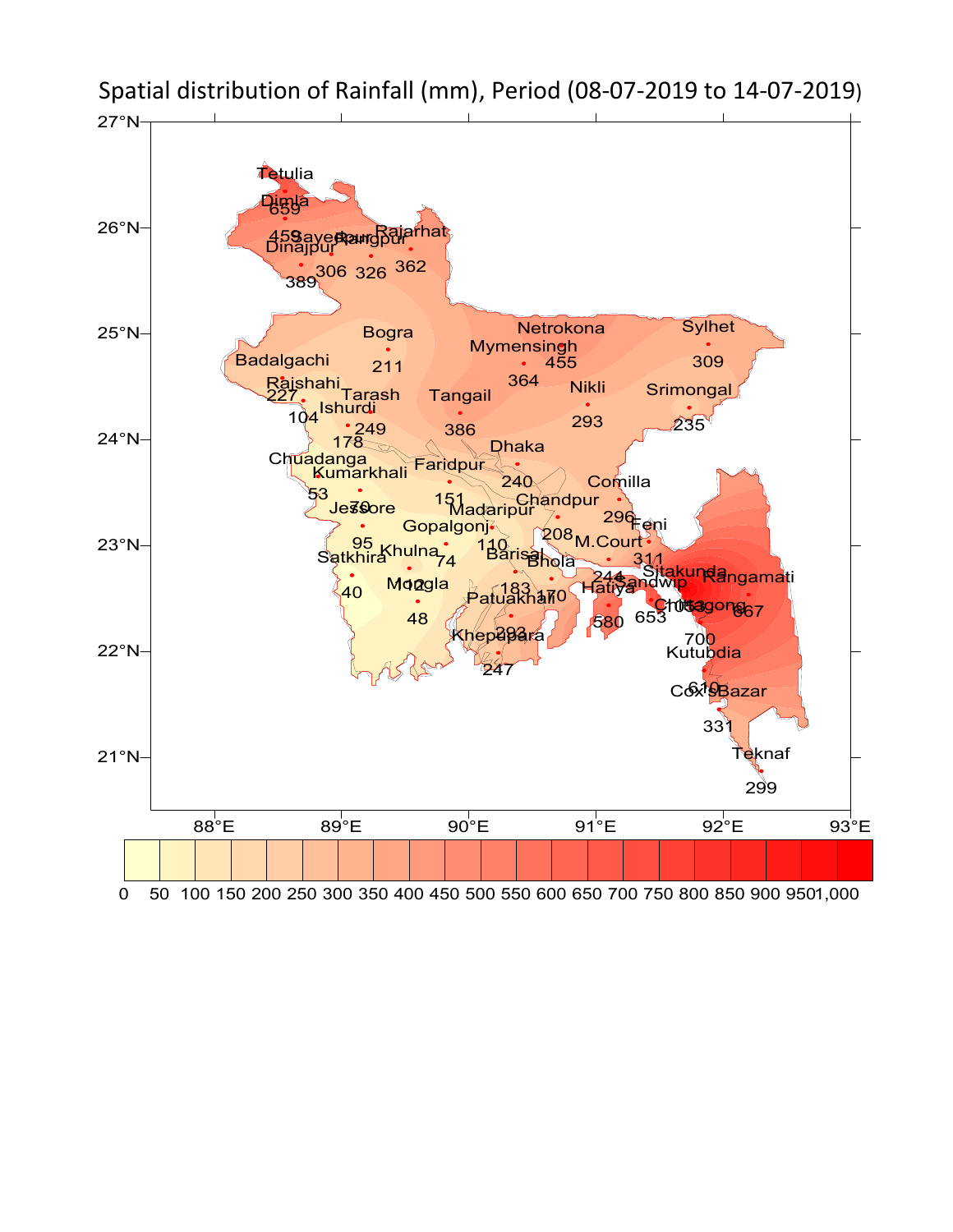Spatial distribution of Rainfall (mm), Period (08-07-2019 to 14-07-2019)

27°N
26°N
25°N
24°N
23°N
22°N
21°N

88°E
89°E
90°E
91°E
92°E
93°E

Tetulia
Dimla
659
459
Sayedpur
Rangpur
Rajarhat
Dinajpur
306
326
362
389
Bogra
211
Netrokona
Sylhet
Mymensingh
455
309
364
Badalgachi
Rajshahi
227
Tarash
Ishurdi
104
249
178
Tangail
386
Nikli
293
Srimongal
235
Chuadanga
Kumarkhali
53
70
Jessore
95
Faridpur
151
Dhaka
240
Madaripur
Gopalgonj
110
74
Chandpur
208
Comilla
296
Feni
M.Court
311
Khulna
Satkhira
40
Mongla
102
48
Barisal
Bhola
183
170
Patuakhali
293
Khepupara
247
Hatiya
244
580
Sandwip
653
Sitakunda
Chittagong
1053
Rangamati
667
700
Kutubdia
610
Cox's Bazar
331
Teknaf
299

0 50 100 150 200 250 300 350 400 450 500 550 600 650 700 750 800 850 900 950 1,000